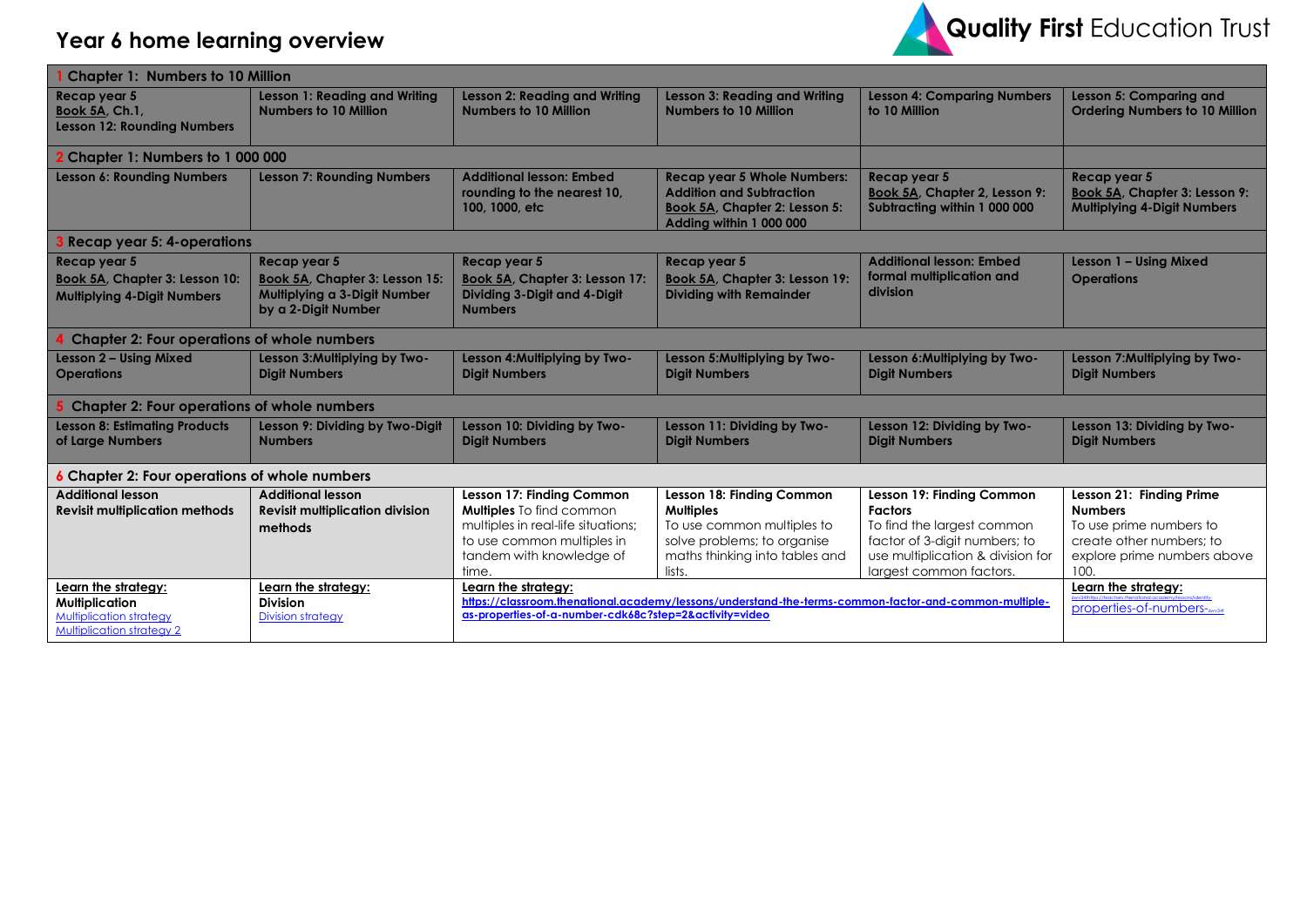# Year 6 home learning overview

Quality First Education Trust

| 1 Chapter 1: Numbers to 10 Million | | | | | |
|---|---|---|---|---|---|
| Recap year 5 Book 5A, Ch.1, Lesson 12: Rounding Numbers | Lesson 1: Reading and Writing Numbers to 10 Million | Lesson 2: Reading and Writing Numbers to 10 Million | Lesson 3: Reading and Writing Numbers to 10 Million | Lesson 4: Comparing Numbers to 10 Million | Lesson 5: Comparing and Ordering Numbers to 10 Million |
| **2 Chapter 1: Numbers to 1 000 000** | | | | | |
| Lesson 6: Rounding Numbers | Lesson 7: Rounding Numbers | Additional lesson: Embed rounding to the nearest 10, 100, 1000, etc | Recap year 5 Whole Numbers: Addition and Subtraction Book 5A, Chapter 2: Lesson 5: Adding within 1 000 000 | Recap year 5 Book 5A, Chapter 2, Lesson 9: Subtracting within 1 000 000 | Recap year 5 Book 5A, Chapter 3: Lesson 9: Multiplying 4-Digit Numbers |
| **3 Recap year 5: 4-operations** | | | | | |
| Recap year 5 Book 5A, Chapter 3: Lesson 10: Multiplying 4-Digit Numbers | Recap year 5 Book 5A, Chapter 3: Lesson 15: Multiplying a 3-Digit Number by a 2-Digit Number | Recap year 5 Book 5A, Chapter 3: Lesson 17: Dividing 3-Digit and 4-Digit Numbers | Recap year 5 Book 5A, Chapter 3: Lesson 19: Dividing with Remainder | Additional lesson: Embed formal multiplication and division | Lesson 1 – Using Mixed Operations |
| **4 Chapter 2: Four operations of whole numbers** | | | | | |
| Lesson 2 – Using Mixed Operations | Lesson 3:Multiplying by Two-Digit Numbers | Lesson 4:Multiplying by Two-Digit Numbers | Lesson 5:Multiplying by Two-Digit Numbers | Lesson 6:Multiplying by Two-Digit Numbers | Lesson 7:Multiplying by Two-Digit Numbers |
| **5 Chapter 2: Four operations of whole numbers** | | | | | |
| Lesson 8: Estimating Products of Large Numbers | Lesson 9: Dividing by Two-Digit Numbers | Lesson 10: Dividing by Two-Digit Numbers | Lesson 11: Dividing by Two-Digit Numbers | Lesson 12: Dividing by Two-Digit Numbers | Lesson 13: Dividing by Two-Digit Numbers |
| **6 Chapter 2: Four operations of whole numbers** | | | | | |
| **Additional lesson** **Revisit multiplication methods** | **Additional lesson** **Revisit multiplication division methods** | **Lesson 17: Finding Common Multiples** To find common multiples in real-life situations; to use common multiples in tandem with knowledge of time. | **Lesson 18: Finding Common Multiples** To use common multiples to solve problems; to organise maths thinking into tables and lists. | **Lesson 19: Finding Common Factors** To find the largest common factor of 3-digit numbers; to use multiplication & division for largest common factors. | **Lesson 21: Finding Prime Numbers** To use prime numbers to create other numbers; to explore prime numbers above 100. |
| **Learn the strategy:** **Multiplication** Multiplication strategy Multiplication strategy 2 | **Learn the strategy:** **Division** Division strategy | **Learn the strategy:** https://classroom.thenational.academy/lessons/understand-the-terms-common-factor-and-common-multiple-as-properties-of-a-number-cdk68c?step=2&activity=video | | | **Learn the strategy:** properties-of-numbers- |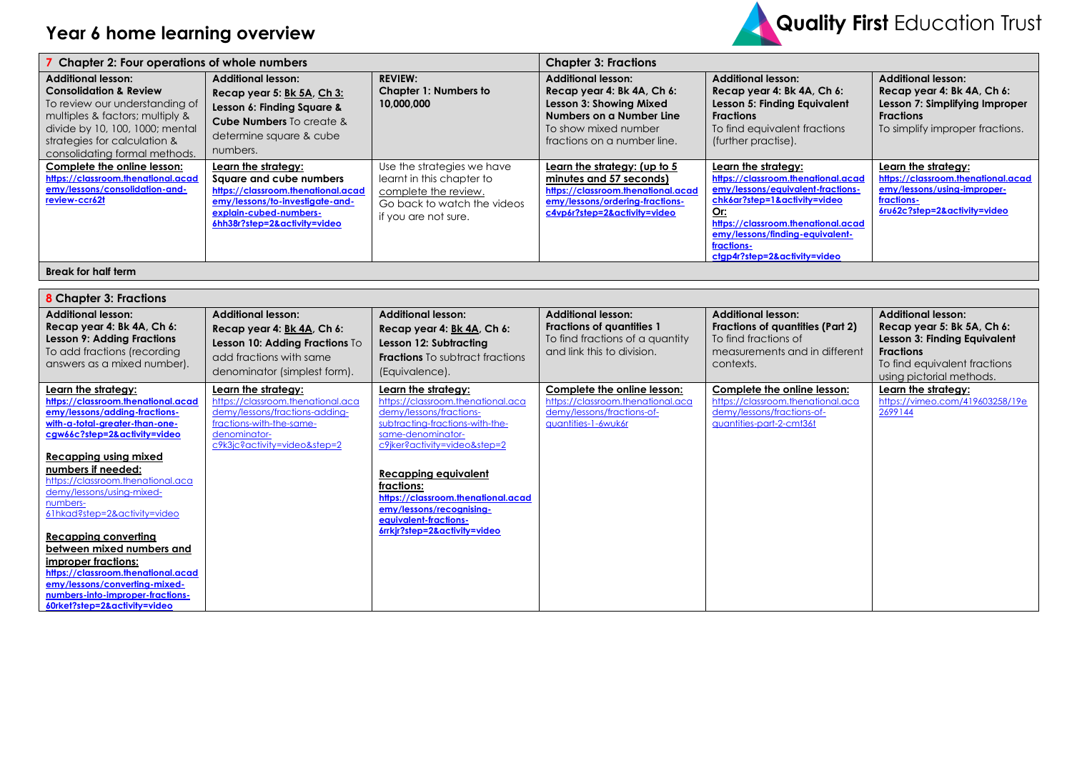# Year 6 home learning overview

Quality First Education Trust

| 7 Chapter 2: Four operations of whole numbers | | | Chapter 3: Fractions | | |
|---|---|---|---|---|---|
| **Additional lesson: Consolidation & Review** To review our understanding of multiples & factors; multiply & divide by 10, 100, 1000; mental strategies for calculation & consolidating formal methods. | **Additional lesson: Recap year 5: Bk 5A, Ch 3: Lesson 6: Finding Square & Cube Numbers** To create & determine square & cube numbers. | **REVIEW: Chapter 1: Numbers to 10,000,000** | **Additional lesson: Recap year 4: Bk 4A, Ch 6: Lesson 3: Showing Mixed Numbers on a Number Line** To show mixed number fractions on a number line. | **Additional lesson: Recap year 4: Bk 4A, Ch 6: Lesson 5: Finding Equivalent Fractions** To find equivalent fractions (further practise). | **Additional lesson: Recap year 4: Bk 4A, Ch 6: Lesson 7: Simplifying Improper Fractions** To simplify improper fractions. |
| **Complete the online lesson:** https://classroom.thenational.academy/lessons/consolidation-and-review-ccr62t | **Learn the strategy: Square and cube numbers** https://classroom.thenational.academy/lessons/to-investigate-and-explain-cubed-numbers-6hh38r?step=2&activity=video | Use the strategies we have learnt in this chapter to complete the review. Go back to watch the videos if you are not sure. | **Learn the strategy: (up to 5 minutes and 57 seconds)** https://classroom.thenational.academy/lessons/ordering-fractions-c4vp6r?step=2&activity=video | **Learn the strategy:** https://classroom.thenational.academy/lessons/equivalent-fractions-chk6ar?step=1&activity=video **Or:** https://classroom.thenational.academy/lessons/finding-equivalent-fractions-ctgp4r?step=2&activity=video | **Learn the strategy:** https://classroom.thenational.academy/lessons/using-improper-fractions-6ru62c?step=2&activity=video |
| **Break for half term** | | | | | |

| 8 Chapter 3: Fractions | | | | | |
|---|---|---|---|---|---|
| **Additional lesson: Recap year 4: Bk 4A, Ch 6: Lesson 9: Adding Fractions** To add fractions (recording answers as a mixed number). | **Additional lesson: Recap year 4: Bk 4A, Ch 6: Lesson 10: Adding Fractions** To add fractions with same denominator (simplest form). | **Additional lesson: Recap year 4: Bk 4A, Ch 6: Lesson 12: Subtracting Fractions** To subtract fractions (Equivalence). | **Additional lesson: Fractions of quantities 1** To find fractions of a quantity and link this to division. | **Additional lesson: Fractions of quantities (Part 2)** To find fractions of measurements and in different contexts. | **Additional lesson: Recap year 5: Bk 5A, Ch 6: Lesson 3: Finding Equivalent Fractions** To find equivalent fractions using pictorial methods. |
| **Learn the strategy:** https://classroom.thenational.academy/lessons/adding-fractions-with-a-total-greater-than-one-cgw66c?step=2&activity=video **Recapping using mixed numbers if needed:** https://classroom.thenational.academy/lessons/using-mixed-numbers-61hkad?step=2&activity=video **Recapping converting between mixed numbers and improper fractions:** https://classroom.thenational.academy/lessons/converting-mixed-numbers-into-improper-fractions-60rket?step=2&activity=video | **Learn the strategy:** https://classroom.thenational.academy/lessons/fractions-adding-fractions-with-the-same-denominator-c9k3jc?activity=video&step=2 | **Learn the strategy:** https://classroom.thenational.academy/lessons/fractions-subtracting-fractions-with-the-same-denominator-c9jker?activity=video&step=2 **Recapping equivalent fractions:** https://classroom.thenational.academy/lessons/recognising-equivalent-fractions-6rrkjr?step=2&activity=video | **Complete the online lesson:** https://classroom.thenational.academy/lessons/fractions-of-quantities-1-6wuk6r | **Complete the online lesson:** https://classroom.thenational.academy/lessons/fractions-of-quantities-part-2-cmt36t | **Learn the strategy:** https://vimeo.com/419603258/19e2699144 |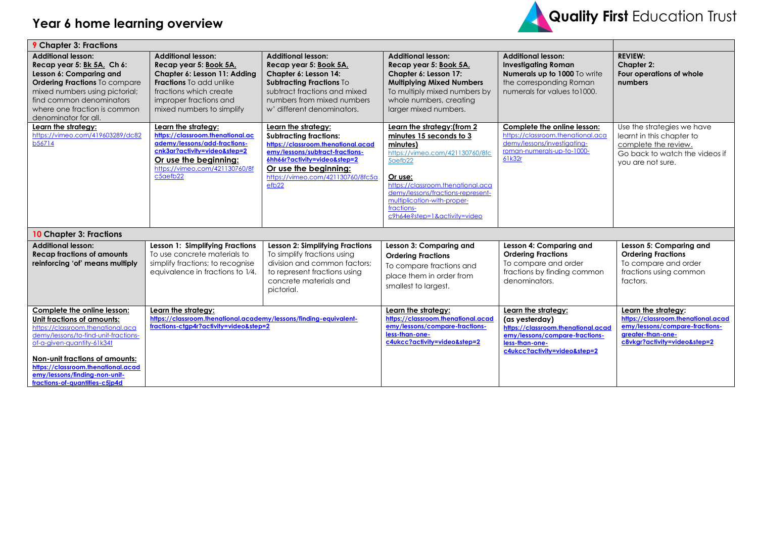# Year 6 home learning overview

Quality First Education Trust

| 9 Chapter 3: Fractions | | | | | |
|---|---|---|---|---|---|
| **Additional lesson: Recap year 5: Bk 5A, Ch 6: Lesson 6: Comparing and Ordering Fractions** To compare mixed numbers using pictorial; find common denominators where one fraction is common denominator for all. | **Additional lesson: Recap year 5: Book 5A, Chapter 6: Lesson 11: Adding Fractions** To add unlike fractions which create improper fractions and mixed numbers to simplify | **Additional lesson: Recap year 5: Book 5A, Chapter 6: Lesson 14: Subtracting Fractions** To subtract fractions and mixed numbers from mixed numbers w' different denominators. | **Additional lesson: Recap year 5: Book 5A, Chapter 6: Lesson 17: Multiplying Mixed Numbers** To multiply mixed numbers by whole numbers, creating larger mixed numbers. | **Additional lesson: Investigating Roman Numerals up to 1000** To write the corresponding Roman numerals for values to1000. | **REVIEW: Chapter 2: Four operations of whole numbers** |
| **Learn the strategy:** https://vimeo.com/419603289/dc82b56714 | **Learn the strategy:** **https://classroom.thenational.academy/lessons/add-fractions-cnk3ar?activity=video&step=2** **Or use the beginning:** https://vimeo.com/421130760/8fc5aefb22 | **Learn the strategy: Subtracting fractions:** **https://classroom.thenational.academy/lessons/subtract-fractions-6hh66r?activity=video&step=2** **Or use the beginning:** https://vimeo.com/421130760/8fc5aefb22 | **Learn the strategy:(from 2 minutes 15 seconds to 3 minutes)** https://vimeo.com/421130760/8fc5aefb22 **Or use:** https://classroom.thenational.academy/lessons/fractions-represent-multiplication-with-proper-fractions-c9h64e?step=1&activity=video | **Complete the online lesson:** https://classroom.thenational.academy/lessons/investigating-roman-numerals-up-to-1000-61k32r | Use the strategies we have learnt in this chapter to complete the review. Go back to watch the videos if you are not sure. |
| **10 Chapter 3: Fractions** | | | | | |
| **Additional lesson: Recap fractions of amounts reinforcing 'of' means multiply** | **Lesson 1: Simplifying Fractions** To use concrete materials to simplify fractions; to recognise equivalence in fractions to 1/4. | **Lesson 2: Simplifying Fractions** To simplify fractions using division and common factors; to represent fractions using concrete materials and pictorial. | **Lesson 3: Comparing and Ordering Fractions** To compare fractions and place them in order from smallest to largest. | **Lesson 4: Comparing and Ordering Fractions** To compare and order fractions by finding common denominators. | **Lesson 5: Comparing and Ordering Fractions** To compare and order fractions using common factors. |
| **Complete the online lesson: Unit fractions of amounts:** https://classroom.thenational.academy/lessons/to-find-unit-fractions-of-a-given-quantity-61k34t **Non-unit fractions of amounts:** **https://classroom.thenational.academy/lessons/finding-non-unit-fractions-of-quantities-c5jp4d** | **Learn the strategy:** **https://classroom.thenational.academy/lessons/finding-equivalent-fractions-ctgp4r?activity=video&step=2** | | **Learn the strategy:** **https://classroom.thenational.academy/lessons/compare-fractions-less-than-one-c4ukcc?activity=video&step=2** | **Learn the strategy: (as yesterday)** **https://classroom.thenational.academy/lessons/compare-fractions-less-than-one-c4ukcc?activity=video&step=2** | **Learn the strategy:** **https://classroom.thenational.academy/lessons/compare-fractions-greater-than-one-c8vkgr?activity=video&step=2** |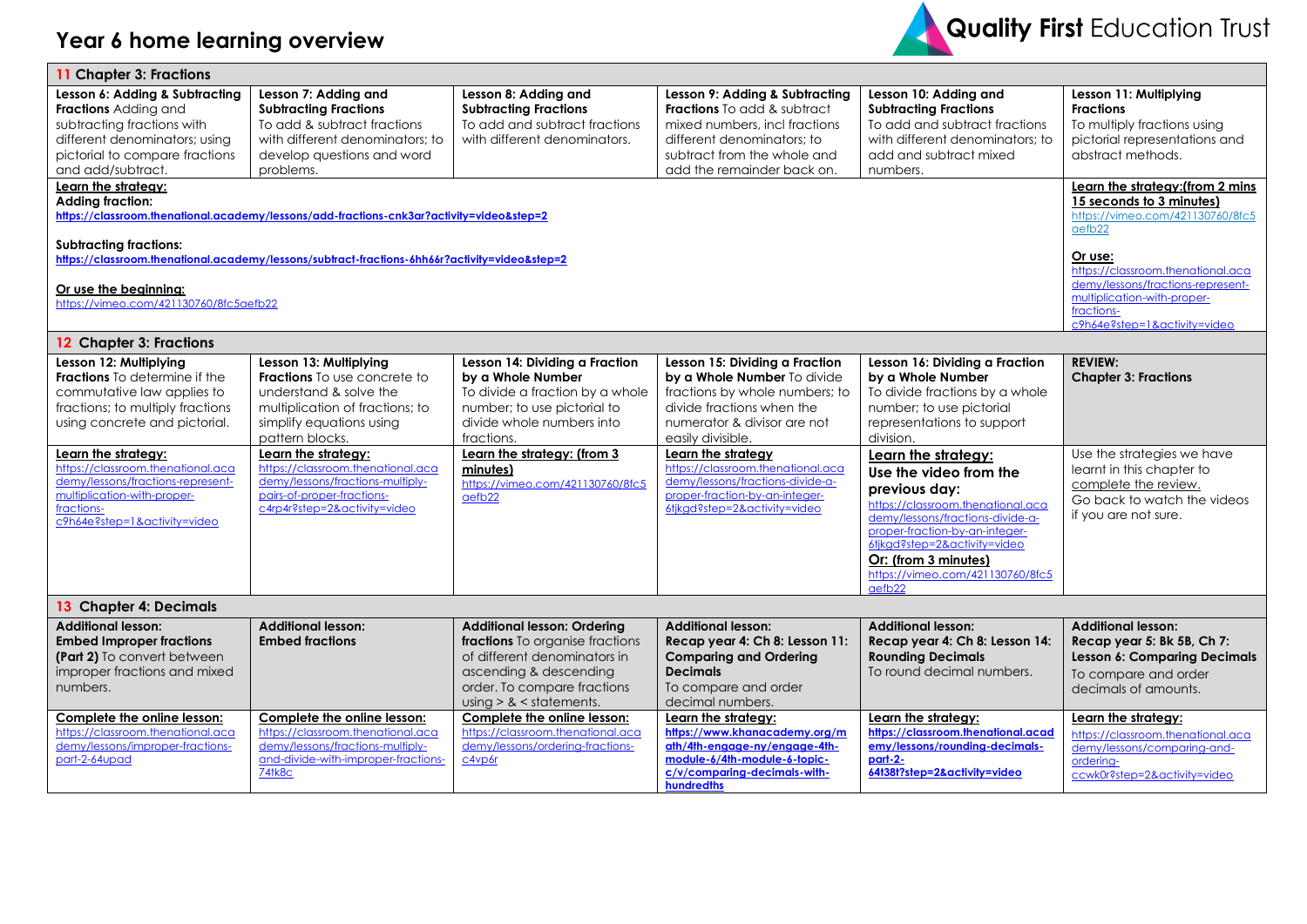# Year 6 home learning overview

Quality First Education Trust

| 11 Chapter 3: Fractions | | | | | |
|---|---|---|---|---|---|
| **Lesson 6: Adding & Subtracting Fractions** Adding and subtracting fractions with different denominators; using pictorial to compare fractions and add/subtract. | **Lesson 7: Adding and Subtracting Fractions** To add & subtract fractions with different denominators; to develop questions and word problems. | **Lesson 8: Adding and Subtracting Fractions** To add and subtract fractions with different denominators. | **Lesson 9: Adding & Subtracting Fractions** To add & subtract mixed numbers, incl fractions different denominators; to subtract from the whole and add the remainder back on. | **Lesson 10: Adding and Subtracting Fractions** To add and subtract fractions with different denominators; to add and subtract mixed numbers. | **Lesson 11: Multiplying Fractions** To multiply fractions using pictorial representations and abstract methods. |
| Learn the strategy:<br>**Adding fraction:**<br>**https://classroom.thenational.academy/lessons/add-fractions-cnk3ar?activity=video&step=2**<br><br>**Subtracting fractions:**<br>**https://classroom.thenational.academy/lessons/subtract-fractions-6hh66r?activity=video&step=2**<br><br>Or use the beginning:<br>https://vimeo.com/421130760/8fc5aefb22 | | | | | Learn the strategy:(from 2 mins 15 seconds to 3 minutes)<br>https://vimeo.com/421130760/8fc5aefb22<br><br>Or use:<br>https://classroom.thenational.academy/lessons/fractions-represent-multiplication-with-proper-fractions-c9h64e?step=1&activity=video |
| **12 Chapter 3: Fractions** | | | | | |
| **Lesson 12: Multiplying Fractions** To determine if the commutative law applies to fractions; to multiply fractions using concrete and pictorial. | **Lesson 13: Multiplying Fractions** To use concrete to understand & solve the multiplication of fractions; to simplify equations using pattern blocks. | **Lesson 14: Dividing a Fraction by a Whole Number** To divide a fraction by a whole number; to use pictorial to divide whole numbers into fractions. | **Lesson 15: Dividing a Fraction by a Whole Number** To divide fractions by whole numbers; to divide fractions when the numerator & divisor are not easily divisible. | **Lesson 16: Dividing a Fraction by a Whole Number** To divide fractions by a whole number; to use pictorial representations to support division. | **REVIEW: Chapter 3: Fractions** |
| Learn the strategy:<br>https://classroom.thenational.academy/lessons/fractions-represent-multiplication-with-proper-fractions-c9h64e?step=1&activity=video | Learn the strategy:<br>https://classroom.thenational.academy/lessons/fractions-multiply-pairs-of-proper-fractions-c4rp4r?step=2&activity=video | Learn the strategy: (from 3 minutes)<br>https://vimeo.com/421130760/8fc5aefb22 | Learn the strategy<br>https://classroom.thenational.academy/lessons/fractions-divide-a-proper-fraction-by-an-integer-6tjkgd?step=2&activity=video | **Learn the strategy:**<br>**Use the video from the previous day:**<br>https://classroom.thenational.academy/lessons/fractions-divide-a-proper-fraction-by-an-integer-6tjkgd?step=2&activity=video<br>**Or: (from 3 minutes)**<br>https://vimeo.com/421130760/8fc5aefb22 | Use the strategies we have learnt in this chapter to complete the review.<br>Go back to watch the videos if you are not sure. |
| **13 Chapter 4: Decimals** | | | | | |
| **Additional lesson: Embed Improper fractions (Part 2)** To convert between improper fractions and mixed numbers. | **Additional lesson: Embed fractions** | **Additional lesson: Ordering fractions** To organise fractions of different denominators in ascending & descending order. To compare fractions using > & < statements. | **Additional lesson: Recap year 4: Ch 8: Lesson 11: Comparing and Ordering Decimals** To compare and order decimal numbers. | **Additional lesson: Recap year 4: Ch 8: Lesson 14: Rounding Decimals** To round decimal numbers. | **Additional lesson: Recap year 5: Bk 5B, Ch 7: Lesson 6: Comparing Decimals** To compare and order decimals of amounts. |
| Complete the online lesson:<br>https://classroom.thenational.academy/lessons/improper-fractions-part-2-64upad | Complete the online lesson:<br>https://classroom.thenational.academy/lessons/fractions-multiply-and-divide-with-improper-fractions-74tk8c | Complete the online lesson:<br>https://classroom.thenational.academy/lessons/ordering-fractions-c4vp6r | Learn the strategy:<br>**https://www.khanacademy.org/math/4th-engage-ny/engage-4th-module-6/4th-module-6-topic-c/v/comparing-decimals-with-hundredths** | Learn the strategy:<br>**https://classroom.thenational.academy/lessons/rounding-decimals-part-2-64t38t?step=2&activity=video** | Learn the strategy:<br>https://classroom.thenational.academy/lessons/comparing-and-ordering-ccwk0r?step=2&activity=video |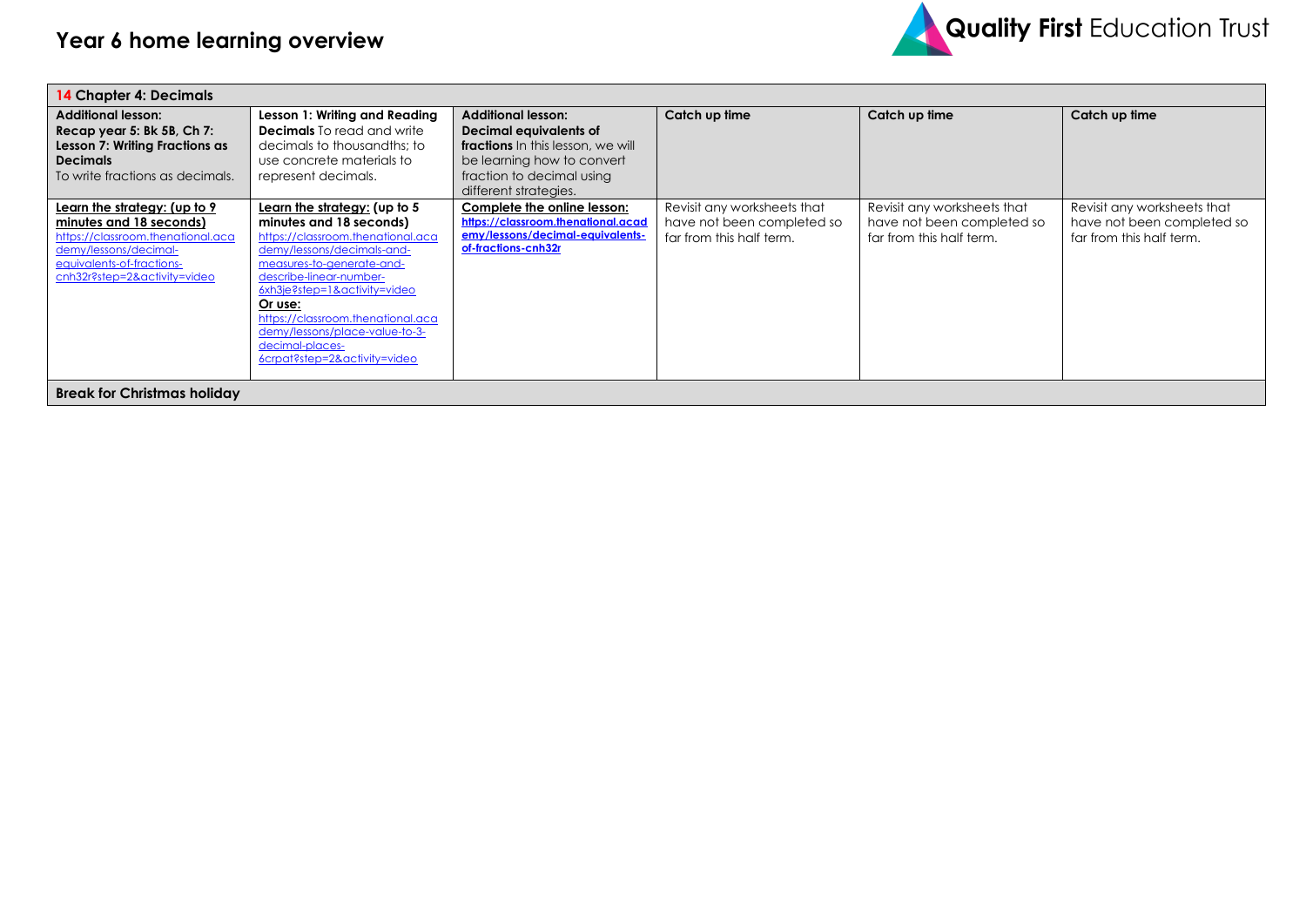# Year 6 home learning overview

| **14 Chapter 4: Decimals** | | | | | |
|---|---|---|---|---|---|
| **Additional lesson: Recap year 5: Bk 5B, Ch 7: Lesson 7: Writing Fractions as Decimals** To write fractions as decimals. | **Lesson 1: Writing and Reading Decimals** To read and write decimals to thousandths; to use concrete materials to represent decimals. | **Additional lesson: Decimal equivalents of fractions** In this lesson, we will be learning how to convert fraction to decimal using different strategies. | **Catch up time** | **Catch up time** | **Catch up time** |
| **Learn the strategy: (up to 9 minutes and 18 seconds)** https://classroom.thenational.academy/lessons/decimal-equivalents-of-fractions-cnh32r?step=2&activity=video | **Learn the strategy: (up to 5 minutes and 18 seconds)** https://classroom.thenational.academy/lessons/decimals-and-measures-to-generate-and-describe-linear-number-6xh3je?step=1&activity=video **Or use:** https://classroom.thenational.academy/lessons/place-value-to-3-decimal-places-6crpat?step=2&activity=video | **Complete the online lesson:** **https://classroom.thenational.academy/lessons/decimal-equivalents-of-fractions-cnh32r** | Revisit any worksheets that have not been completed so far from this half term. | Revisit any worksheets that have not been completed so far from this half term. | Revisit any worksheets that have not been completed so far from this half term. |
| **Break for Christmas holiday** | | | | | |